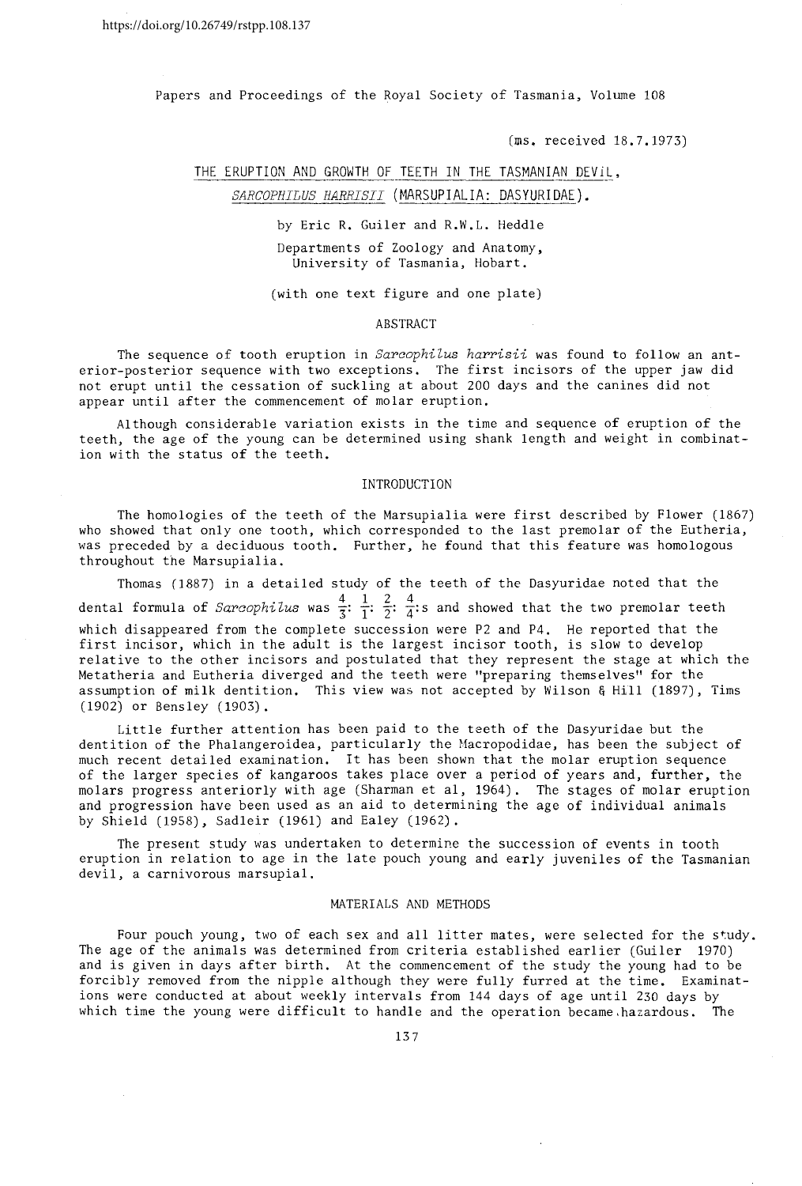https://doi.org/10.26749/rstpp.108.137

Papers and Proceedings of the Royal Society of Tasmania, Volume 108

(ms. received 18.7.1973)

# THE ERUPTION AND GROWTH OF TEETH IN THE TASMANIAN DEVIL, *SARCOPHILUS HARRISII* (MARSUPIALIA: DASYURIDAE).

by Eric R. Guiler and R.W.L. Heddle

Departments of Zoology and Anatomy, University of Tasmania, Hobart.

(with one text figure and one plate)

## ABSTRACT

The sequence of tooth eruption in *Sarcophilus harrisii* was found to follow an anterior-posterior sequence with two exceptions. The first incisors of the upper jaw did not erupt until the cessation of suckling at about 200 days and the canines did not appear until after the commencement of molar eruption.

Although considerable variation exists in the time and sequence of eruption of the teeth, the age of the young can be determined using shank length and weight in combination with the status of the teeth.

## INTRODUCTION

The homologies of the teeth of the Marsupialia were first described by Flower (1867) who showed that only one tooth, which corresponded to the last premolar of the Eutheria, was preceded by a deciduous tooth. Further, he found that this feature was homologous throughout the Marsupialia.

Thomas (1887) in a detailed study of the teeth of the Dasyuridae noted that the dental formula of *Sarcophilus* was $\frac{4}{3}$: $\frac{1}{1}$: $\frac{2}{2}$: $\frac{4}{4}$:s and showed that the two premolar teeth which disappeared from the complete succession were P2 and P4. He reported that the first incisor, which in the adult is the largest incisor tooth, is slow to develop relative to the other incisors and postulated that they represent the stage at which the Metatheria and Eutheria diverged and the teeth were "preparing themselves" for the assumption of milk dentition. This view was not accepted by Wilson & Hill (1897), Tims (1902) or Bensley (1903).

Little further attention has been paid to the teeth of the Dasyuridae but the dentition of the Phalangeroidea, particularly the Macropodidae, has been the subject of much recent detailed examination. It has been shown that the molar eruption sequence of the larger species of kangaroos takes place over a period of years and, further, the molars progress anteriorly with age (Sharman et al, 1964). The stages of molar eruption and progression have been used as an aid to determining the age of individual animals by Shield (1958), Sadleir (1961) and Ealey (1962).

The present study was undertaken to determine the succession of events in tooth eruption in relation to age in the late pouch young and early juveniles of the Tasmanian devil, a carnivorous marsupial.

## MATERIALS AND METHODS

Four pouch young, two of each sex and all litter mates, were selected for the study. The age of the animals was determined from criteria established earlier (Guiler 1970) and is given in days after birth. At the commencement of the study the young had to be forcibly removed from the nipple although they were fully furred at the time. Examinations were conducted at about weekly intervals from 144 days of age until 230 days by which time the young were difficult to handle and the operation became hazardous. The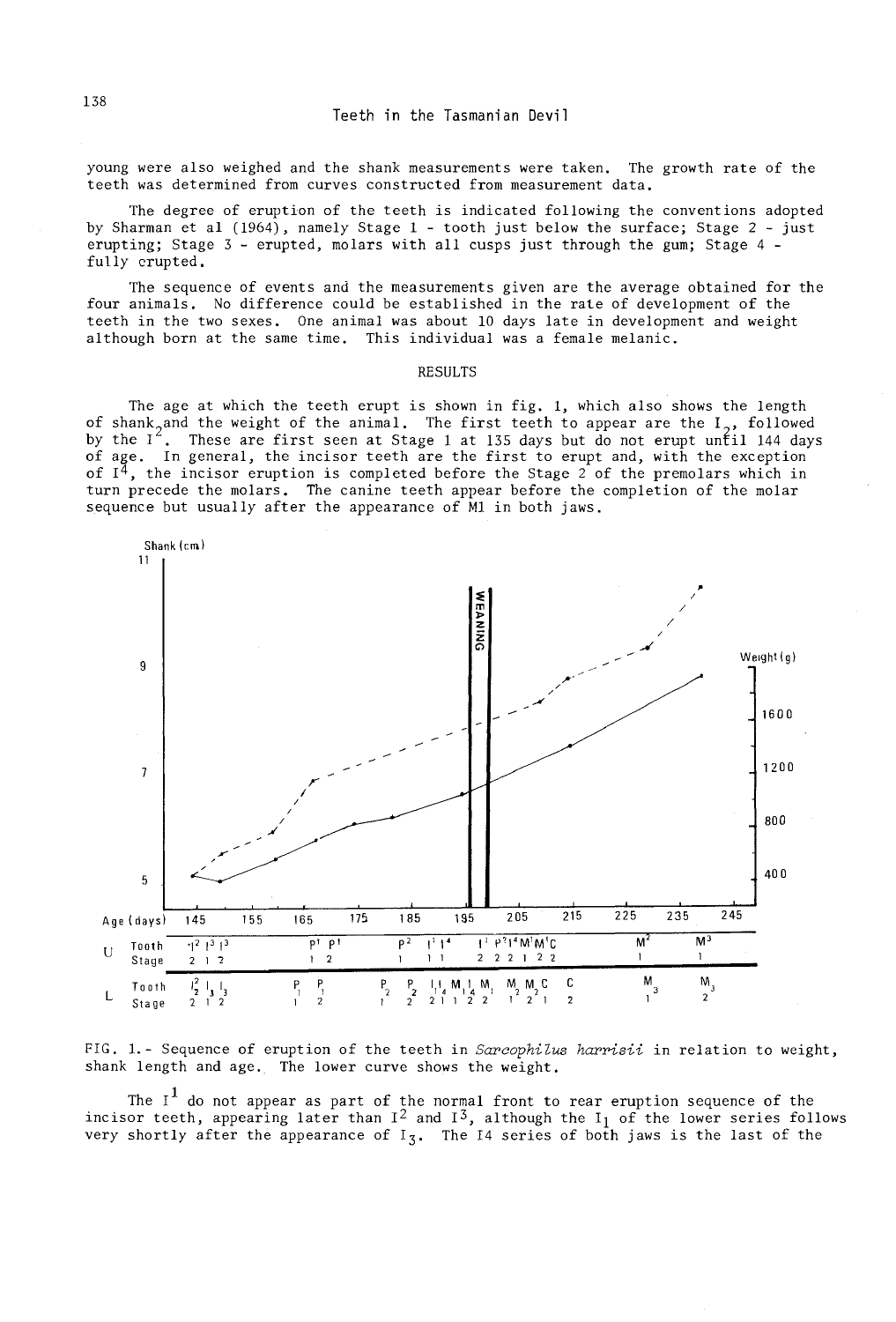young were also weighed and the shank measurements were taken. The growth rate of the teeth was determined from curves constructed from measurement data.

The degree of eruption of the teeth is indicated following the conventions adopted by Sharman et al (1964), namely Stage 1 - tooth just below the surface; Stage 2 - just erupting; Stage 3 - erupted, molars with all cusps just through the gum; Stage 4 - fully erupted.

The sequence of events and the measurements given are the average obtained for the four animals. No difference could be established in the rate of development of the teeth in the two sexes. One animal was about 10 days late in development and weight although born at the same time. This individual was a female melanic.

## RESULTS

The age at which the teeth erupt is shown in fig. 1, which also shows the length of shank and the weight of the animal. The first teeth to appear are the $I_2$, followed by the $I^2$. These are first seen at Stage 1 at 135 days but do not erupt until 144 days of age. In general, the incisor teeth are the first to erupt and, with the exception of $I^4$, the incisor eruption is completed before the Stage 2 of the premolars which in turn precede the molars. The canine teeth appear before the completion of the molar sequence but usually after the appearance of M1 in both jaws.

FIG. 1.- Sequence of eruption of the teeth in *Sarcophilus harrisii* in relation to weight, shank length and age. The lower curve shows the weight.

The $I^1$ do not appear as part of the normal front to rear eruption sequence of the incisor teeth, appearing later than $I^2$ and $I^3$, although the $I_1$ of the lower series follows very shortly after the appearance of $I_3$. The I4 series of both jaws is the last of the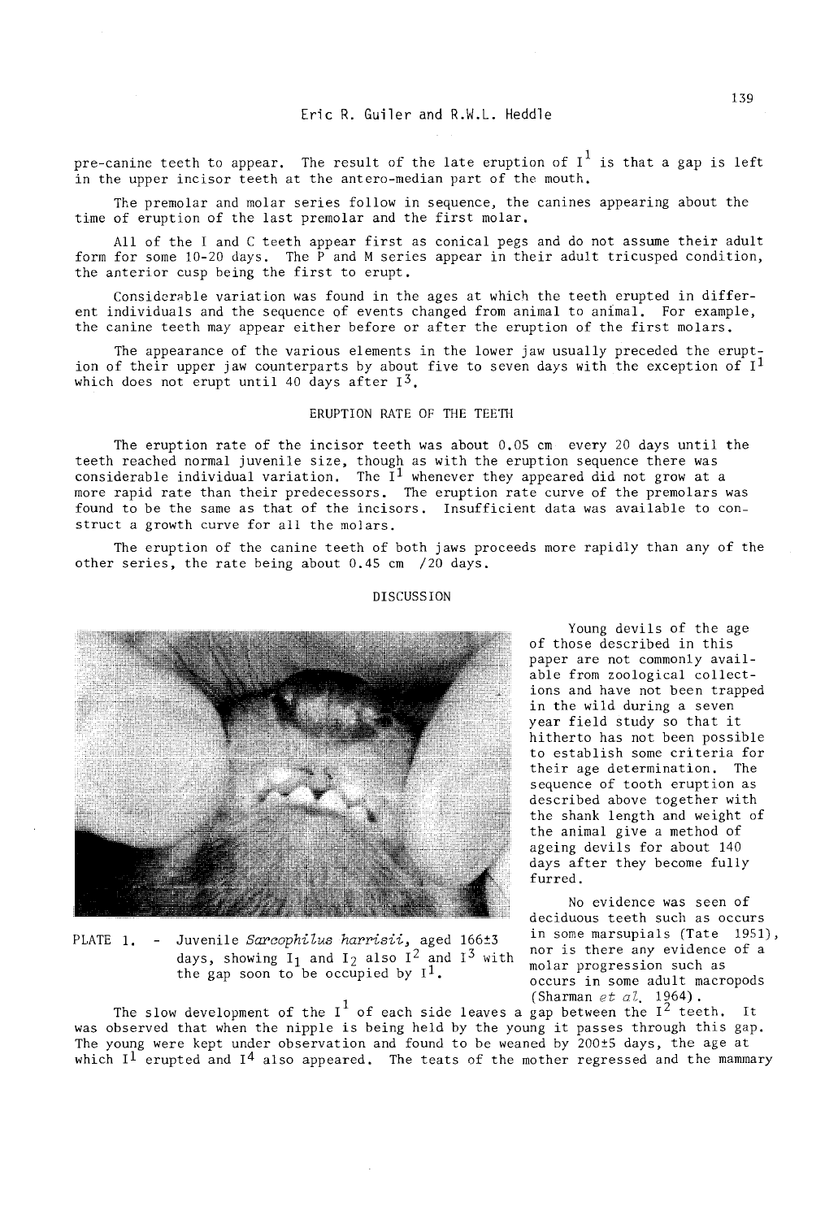pre-canine teeth to appear. The result of the late eruption of $I^1$ is that a gap is left in the upper incisor teeth at the antero-median part of the mouth.

The premolar and molar series follow in sequence, the canines appearing about the time of eruption of the last premolar and the first molar.

All of the I and C teeth appear first as conical pegs and do not assume their adult form for some 10-20 days. The P and M series appear in their adult tricusped condition, the anterior cusp being the first to erupt.

Considerable variation was found in the ages at which the teeth erupted in different individuals and the sequence of events changed from animal to animal. For example, the canine teeth may appear either before or after the eruption of the first molars.

The appearance of the various elements in the lower jaw usually preceded the eruption of their upper jaw counterparts by about five to seven days with the exception of $I^1$ which does not erupt until 40 days after $I^3$.

## ERUPTION RATE OF THE TEETH

The eruption rate of the incisor teeth was about 0.05 cm every 20 days until the teeth reached normal juvenile size, though as with the eruption sequence there was considerable individual variation. The $I^1$ whenever they appeared did not grow at a more rapid rate than their predecessors. The eruption rate curve of the premolars was found to be the same as that of the incisors. Insufficient data was available to construct a growth curve for all the molars.

The eruption of the canine teeth of both jaws proceeds more rapidly than any of the other series, the rate being about 0.45 cm /20 days.

## DISCUSSION

PLATE 1. - Juvenile *Sarcophilus harrisii*, aged 166±3 days, showing $I_1$ and $I_2$ also $I^2$ and $I^3$ with the gap soon to be occupied by $I^1$.

Young devils of the age of those described in this paper are not commonly available from zoological collections and have not been trapped in the wild during a seven year field study so that it hitherto has not been possible to establish some criteria for their age determination. The sequence of tooth eruption as described above together with the shank length and weight of the animal give a method of ageing devils for about 140 days after they become fully furred.

No evidence was seen of deciduous teeth such as occurs in some marsupials (Tate 1951), nor is there any evidence of a molar progression such as occurs in some adult macropods (Sharman *et al.* 1964).

The slow development of the $I^1$ of each side leaves a gap between the $I^2$ teeth. It was observed that when the nipple is being held by the young it passes through this gap. The young were kept under observation and found to be weaned by 200±5 days, the age at which $I^1$ erupted and $I^4$ also appeared. The teats of the mother regressed and the mammary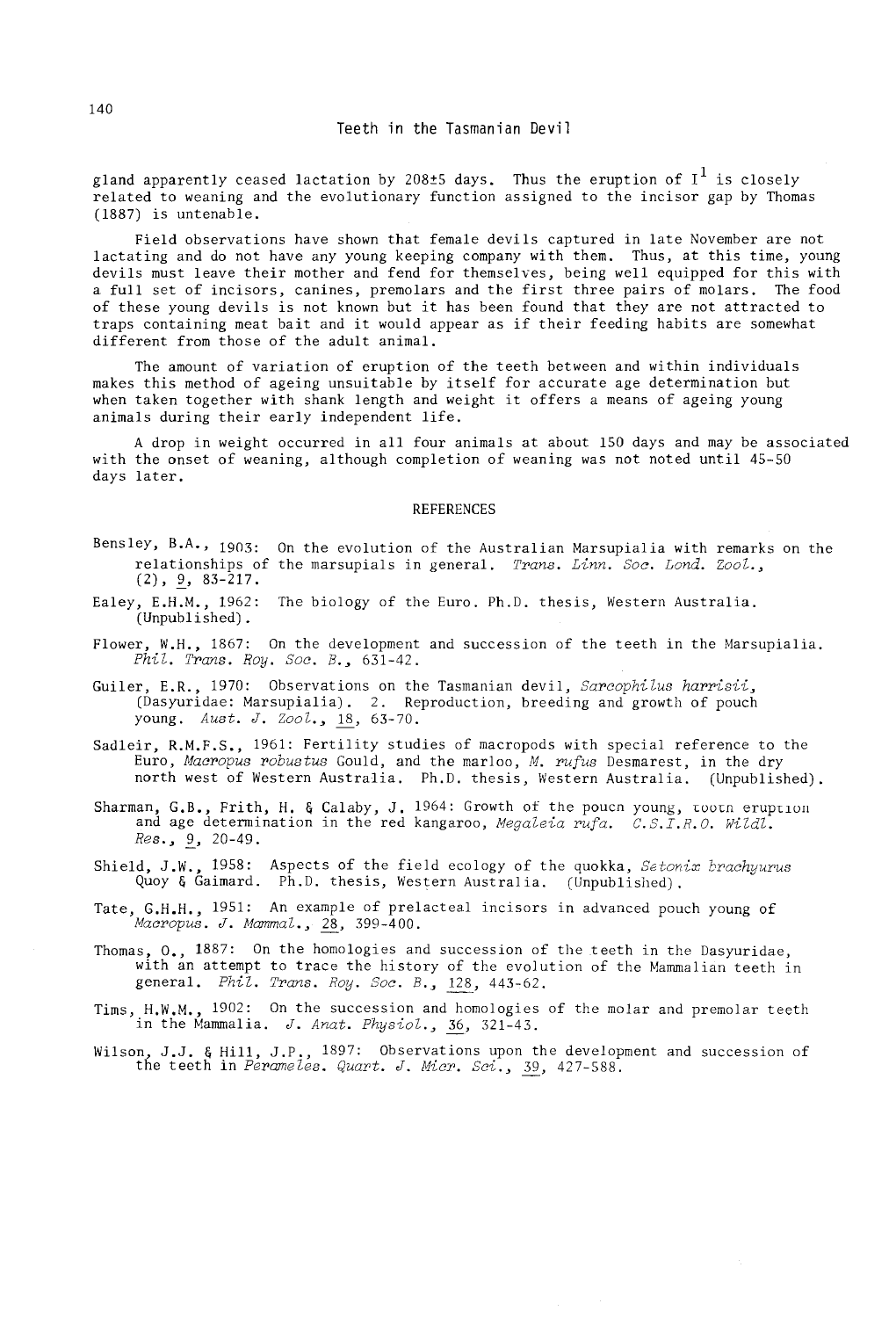gland apparently ceased lactation by 208±5 days. Thus the eruption of $I^1$ is closely related to weaning and the evolutionary function assigned to the incisor gap by Thomas (1887) is untenable.

Field observations have shown that female devils captured in late November are not lactating and do not have any young keeping company with them. Thus, at this time, young devils must leave their mother and fend for themselves, being well equipped for this with a full set of incisors, canines, premolars and the first three pairs of molars. The food of these young devils is not known but it has been found that they are not attracted to traps containing meat bait and it would appear as if their feeding habits are somewhat different from those of the adult animal.

The amount of variation of eruption of the teeth between and within individuals makes this method of ageing unsuitable by itself for accurate age determination but when taken together with shank length and weight it offers a means of ageing young animals during their early independent life.

A drop in weight occurred in all four animals at about 150 days and may be associated with the onset of weaning, although completion of weaning was not noted until 45-50 days later.

## REFERENCES

Bensley, B.A., 1903: On the evolution of the Australian Marsupialia with remarks on the relationships of the marsupials in general. *Trans. Linn. Soc. Lond. Zool.*, (2), 9, 83-217.

Ealey, E.H.M., 1962: The biology of the Euro. Ph.D. thesis, Western Australia. (Unpublished).

Flower, W.H., 1867: On the development and succession of the teeth in the Marsupialia. *Phil. Trans. Roy. Soc. B.*, 631-42.

Guiler, E.R., 1970: Observations on the Tasmanian devil, *Sarcophilus harrisii*, (Dasyuridae: Marsupialia). 2. Reproduction, breeding and growth of pouch young. *Aust. J. Zool.*, 18, 63-70.

Sadleir, R.M.F.S., 1961: Fertility studies of macropods with special reference to the Euro, *Macropus robustus* Gould, and the marloo, *M. rufus* Desmarest, in the dry north west of Western Australia. Ph.D. thesis, Western Australia. (Unpublished).

Sharman, G.B., Frith, H. & Calaby, J. 1964: Growth of the pouch young, tooth eruption and age determination in the red kangaroo, *Megaleia rufa*. *C.S.I.R.O. Wildl. Res.*, 9, 20-49.

Shield, J.W., 1958: Aspects of the field ecology of the quokka, *Setonix brachyurus* Quoy & Gaimard. Ph.D. thesis, Western Australia. (Unpublished).

Tate, G.H.H., 1951: An example of prelacteal incisors in advanced pouch young of *Macropus*. *J. Mammal.*, 28, 399-400.

Thomas, O., 1887: On the homologies and succession of the teeth in the Dasyuridae, with an attempt to trace the history of the evolution of the Mammalian teeth in general. *Phil. Trans. Roy. Soc. B.*, 128, 443-62.

Tims, H.W.M., 1902: On the succession and homologies of the molar and premolar teeth in the Mammalia. *J. Anat. Physiol.*, 36, 321-43.

Wilson, J.J. & Hill, J.P., 1897: Observations upon the development and succession of the teeth in *Perameles*. *Quart. J. Micr. Sci.*, 39, 427-588.